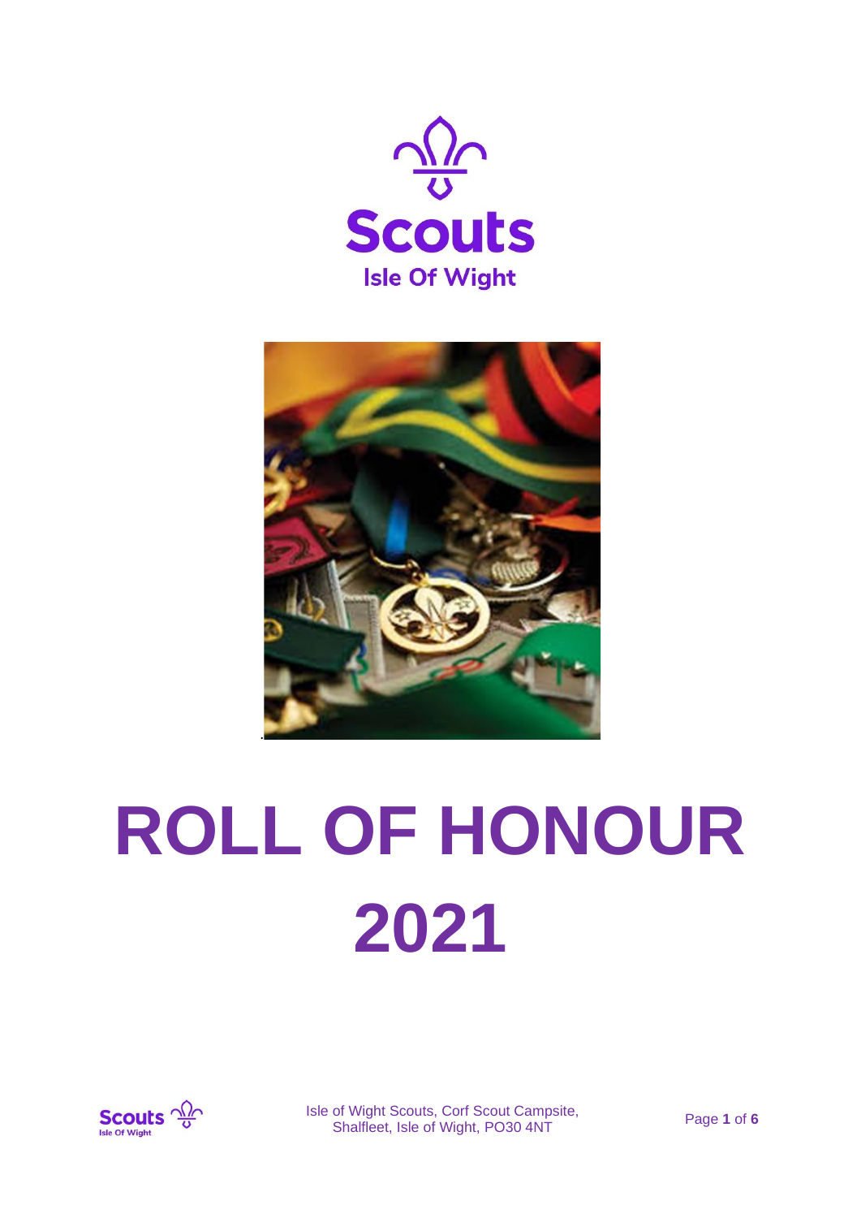# ROLL OF HONOUR 2021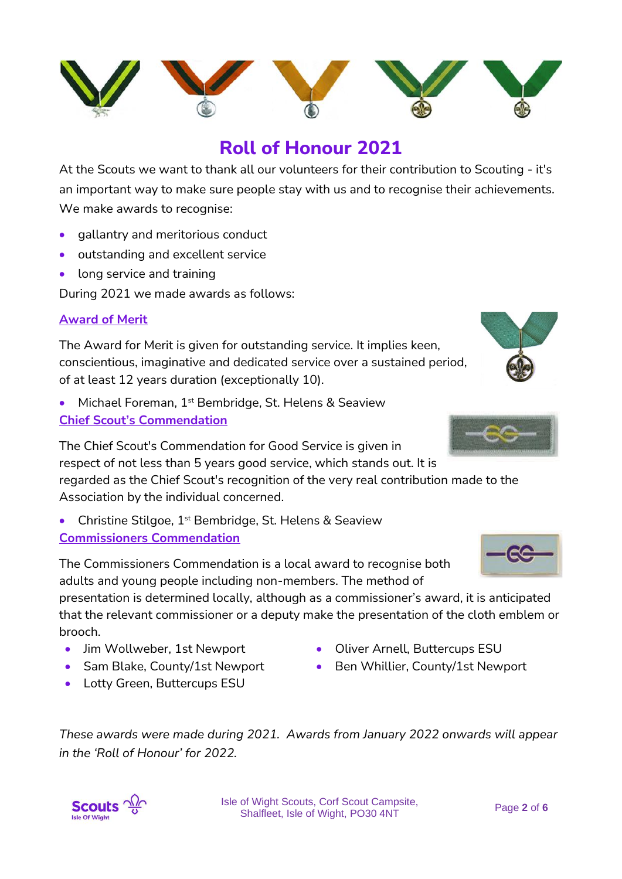# Roll of Honour 2021

At the Scouts we want to thank all our volunteers for their contribution to Scouting - it's an important way to make sure people stay with us and to recognise their achievements. We make awards to recognise:

- gallantry and meritorious conduct
- outstanding and excellent service
- long service and training

During 2021 we made awards as follows:

## Award of Merit

The Award for Merit is given for outstanding service. It implies keen, conscientious, imaginative and dedicated service over a sustained period, of at least 12 years duration (exceptionally 10).

- Michael Foreman, 1st Bembridge, St. Helens & Seaview

## Chief Scout's Commendation

The Chief Scout's Commendation for Good Service is given in respect of not less than 5 years good service, which stands out. It is regarded as the Chief Scout's recognition of the very real contribution made to the Association by the individual concerned.

- Christine Stilgoe, 1st Bembridge, St. Helens & Seaview

## Commissioners Commendation

The Commissioners Commendation is a local award to recognise both adults and young people including non-members. The method of presentation is determined locally, although as a commissioner's award, it is anticipated that the relevant commissioner or a deputy make the presentation of the cloth emblem or brooch.

- Jim Wollweber, 1st Newport
- Sam Blake, County/1st Newport
- Lotty Green, Buttercups ESU
- Oliver Arnell, Buttercups ESU
- Ben Whillier, County/1st Newport

*These awards were made during 2021. Awards from January 2022 onwards will appear in the 'Roll of Honour' for 2022.*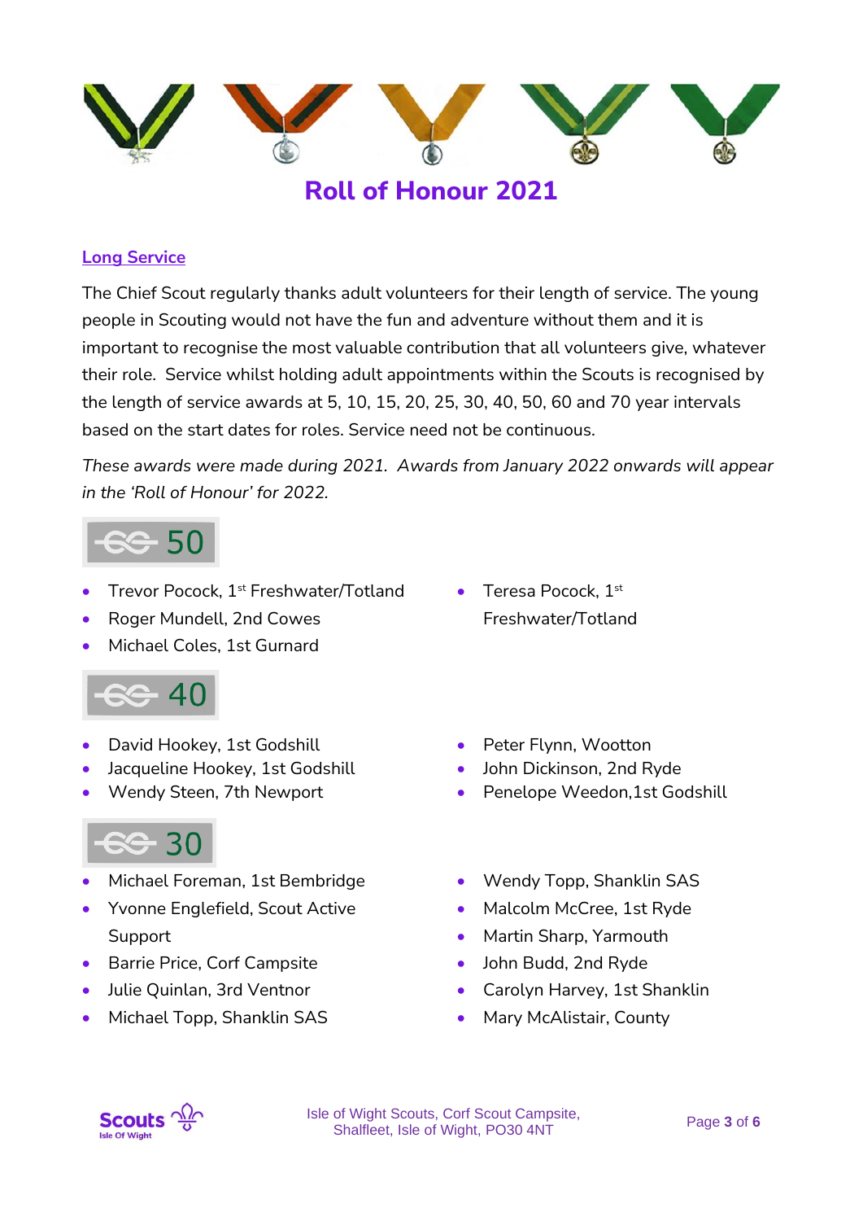# Roll of Honour 2021

## Long Service

The Chief Scout regularly thanks adult volunteers for their length of service. The young people in Scouting would not have the fun and adventure without them and it is important to recognise the most valuable contribution that all volunteers give, whatever their role. Service whilst holding adult appointments within the Scouts is recognised by the length of service awards at 5, 10, 15, 20, 25, 30, 40, 50, 60 and 70 year intervals based on the start dates for roles. Service need not be continuous.

*These awards were made during 2021. Awards from January 2022 onwards will appear in the 'Roll of Honour' for 2022.*

### 50

- Trevor Pocock, 1st Freshwater/Totland
- Roger Mundell, 2nd Cowes
- Michael Coles, 1st Gurnard
- Teresa Pocock, 1st Freshwater/Totland

### 40

- David Hookey, 1st Godshill
- Jacqueline Hookey, 1st Godshill
- Wendy Steen, 7th Newport
- Peter Flynn, Wootton
- John Dickinson, 2nd Ryde
- Penelope Weedon,1st Godshill

### 30

- Michael Foreman, 1st Bembridge
- Yvonne Englefield, Scout Active Support
- Barrie Price, Corf Campsite
- Julie Quinlan, 3rd Ventnor
- Michael Topp, Shanklin SAS
- Wendy Topp, Shanklin SAS
- Malcolm McCree, 1st Ryde
- Martin Sharp, Yarmouth
- John Budd, 2nd Ryde
- Carolyn Harvey, 1st Shanklin
- Mary McAlistair, County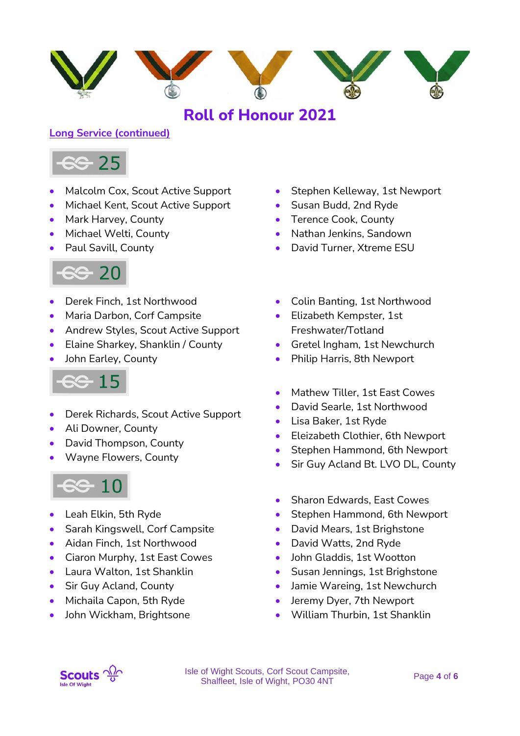# Roll of Honour 2021

## Long Service (continued)

### 25

- Malcolm Cox, Scout Active Support
- Michael Kent, Scout Active Support
- Mark Harvey, County
- Michael Welti, County
- Paul Savill, County
- Stephen Kelleway, 1st Newport
- Susan Budd, 2nd Ryde
- Terence Cook, County
- Nathan Jenkins, Sandown
- David Turner, Xtreme ESU

### 20

- Derek Finch, 1st Northwood
- Maria Darbon, Corf Campsite
- Andrew Styles, Scout Active Support
- Elaine Sharkey, Shanklin / County
- John Earley, County
- Colin Banting, 1st Northwood
- Elizabeth Kempster, 1st Freshwater/Totland
- Gretel Ingham, 1st Newchurch
- Philip Harris, 8th Newport

### 15

- Derek Richards, Scout Active Support
- Ali Downer, County
- David Thompson, County
- Wayne Flowers, County
- Mathew Tiller, 1st East Cowes
- David Searle, 1st Northwood
- Lisa Baker, 1st Ryde
- Eleizabeth Clothier, 6th Newport
- Stephen Hammond, 6th Newport
- Sir Guy Acland Bt. LVO DL, County

### 10

- Leah Elkin, 5th Ryde
- Sarah Kingswell, Corf Campsite
- Aidan Finch, 1st Northwood
- Ciaron Murphy, 1st East Cowes
- Laura Walton, 1st Shanklin
- Sir Guy Acland, County
- Michaila Capon, 5th Ryde
- John Wickham, Brightsone
- Sharon Edwards, East Cowes
- Stephen Hammond, 6th Newport
- David Mears, 1st Brighstone
- David Watts, 2nd Ryde
- John Gladdis, 1st Wootton
- Susan Jennings, 1st Brighstone
- Jamie Wareing, 1st Newchurch
- Jeremy Dyer, 7th Newport
- William Thurbin, 1st Shanklin

Isle of Wight Scouts, Corf Scout Campsite, Shalfleet, Isle of Wight, PO30 4NT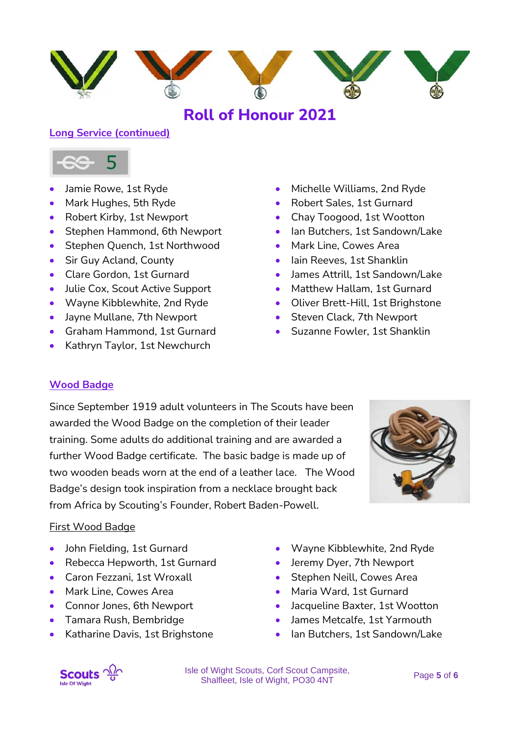# Roll of Honour 2021

## Long Service (continued)

5

- Jamie Rowe, 1st Ryde
- Mark Hughes, 5th Ryde
- Robert Kirby, 1st Newport
- Stephen Hammond, 6th Newport
- Stephen Quench, 1st Northwood
- Sir Guy Acland, County
- Clare Gordon, 1st Gurnard
- Julie Cox, Scout Active Support
- Wayne Kibblewhite, 2nd Ryde
- Jayne Mullane, 7th Newport
- Graham Hammond, 1st Gurnard
- Kathryn Taylor, 1st Newchurch
- Michelle Williams, 2nd Ryde
- Robert Sales, 1st Gurnard
- Chay Toogood, 1st Wootton
- Ian Butchers, 1st Sandown/Lake
- Mark Line, Cowes Area
- Iain Reeves, 1st Shanklin
- James Attrill, 1st Sandown/Lake
- Matthew Hallam, 1st Gurnard
- Oliver Brett-Hill, 1st Brighstone
- Steven Clack, 7th Newport
- Suzanne Fowler, 1st Shanklin

## Wood Badge

Since September 1919 adult volunteers in The Scouts have been awarded the Wood Badge on the completion of their leader training. Some adults do additional training and are awarded a further Wood Badge certificate. The basic badge is made up of two wooden beads worn at the end of a leather lace. The Wood Badge's design took inspiration from a necklace brought back from Africa by Scouting's Founder, Robert Baden-Powell.

### First Wood Badge

- John Fielding, 1st Gurnard
- Rebecca Hepworth, 1st Gurnard
- Caron Fezzani, 1st Wroxall
- Mark Line, Cowes Area
- Connor Jones, 6th Newport
- Tamara Rush, Bembridge
- Katharine Davis, 1st Brighstone
- Wayne Kibblewhite, 2nd Ryde
- Jeremy Dyer, 7th Newport
- Stephen Neill, Cowes Area
- Maria Ward, 1st Gurnard
- Jacqueline Baxter, 1st Wootton
- James Metcalfe, 1st Yarmouth
- Ian Butchers, 1st Sandown/Lake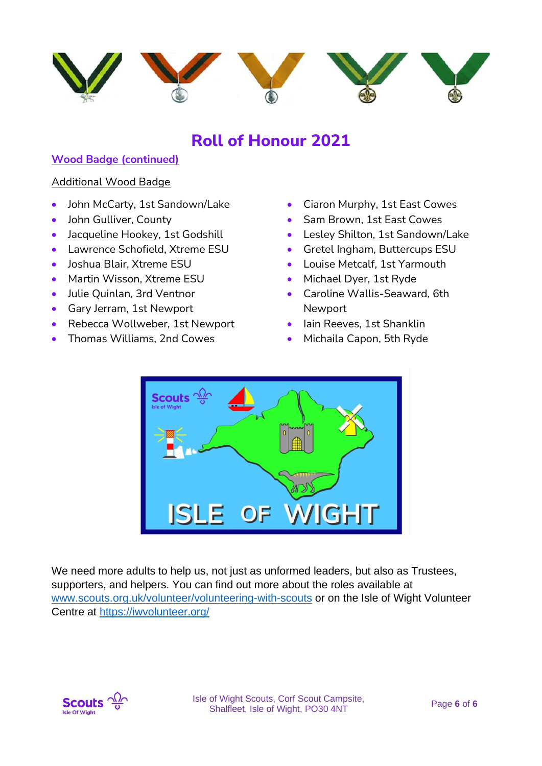# Roll of Honour 2021

## Wood Badge (continued)

### Additional Wood Badge

- John McCarty, 1st Sandown/Lake
- John Gulliver, County
- Jacqueline Hookey, 1st Godshill
- Lawrence Schofield, Xtreme ESU
- Joshua Blair, Xtreme ESU
- Martin Wisson, Xtreme ESU
- Julie Quinlan, 3rd Ventnor
- Gary Jerram, 1st Newport
- Rebecca Wollweber, 1st Newport
- Thomas Williams, 2nd Cowes
- Ciaron Murphy, 1st East Cowes
- Sam Brown, 1st East Cowes
- Lesley Shilton, 1st Sandown/Lake
- Gretel Ingham, Buttercups ESU
- Louise Metcalf, 1st Yarmouth
- Michael Dyer, 1st Ryde
- Caroline Wallis-Seaward, 6th Newport
- Iain Reeves, 1st Shanklin
- Michaila Capon, 5th Ryde

We need more adults to help us, not just as unformed leaders, but also as Trustees, supporters, and helpers. You can find out more about the roles available at www.scouts.org.uk/volunteer/volunteering-with-scouts or on the Isle of Wight Volunteer Centre at https://iwvolunteer.org/

Isle of Wight Scouts, Corf Scout Campsite, Shalfleet, Isle of Wight, PO30 4NT